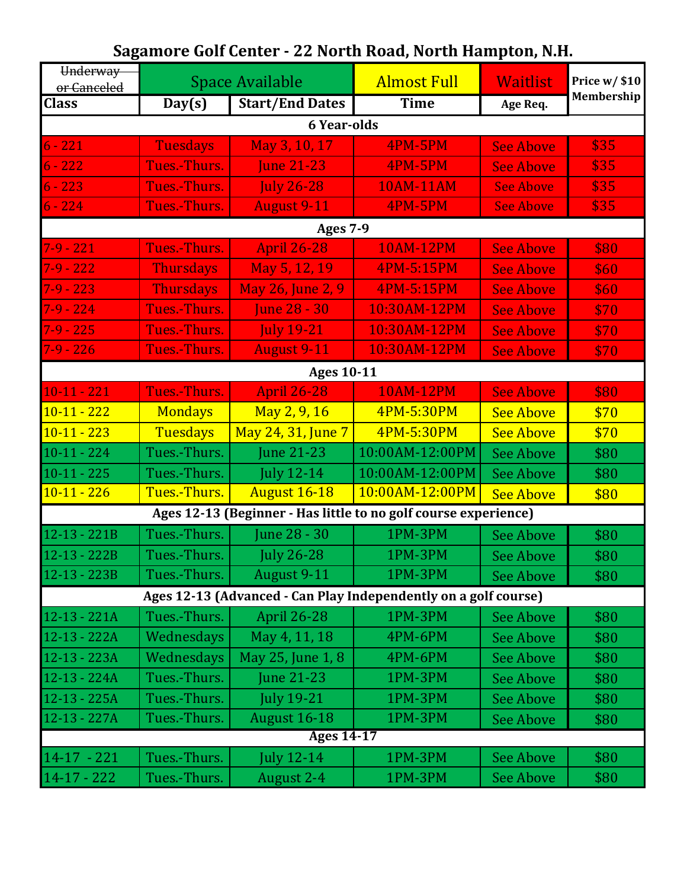# Sagamore Golf Center - 22 North Road, North Hampton, N.H.

| ~~Underway or Canceled~~ | Space Available | | Almost Full | Waitlist | Price w/ $10 Membership |
|---|---|---|---|---|---|
| **Class** | **Day(s)** | **Start/End Dates** | **Time** | **Age Req.** | |
| **6 Year-olds** | | | | | |
| 6 - 221 | Tuesdays | May 3, 10, 17 | 4PM-5PM | See Above | $35 |
| 6 - 222 | Tues.-Thurs. | June 21-23 | 4PM-5PM | See Above | $35 |
| 6 - 223 | Tues.-Thurs. | July 26-28 | 10AM-11AM | See Above | $35 |
| 6 - 224 | Tues.-Thurs. | August 9-11 | 4PM-5PM | See Above | $35 |
| **Ages 7-9** | | | | | |
| 7-9 - 221 | Tues.-Thurs. | April 26-28 | 10AM-12PM | See Above | $80 |
| 7-9 - 222 | Thursdays | May 5, 12, 19 | 4PM-5:15PM | See Above | $60 |
| 7-9 - 223 | Thursdays | May 26, June 2, 9 | 4PM-5:15PM | See Above | $60 |
| 7-9 - 224 | Tues.-Thurs. | June 28 - 30 | 10:30AM-12PM | See Above | $70 |
| 7-9 - 225 | Tues.-Thurs. | July 19-21 | 10:30AM-12PM | See Above | $70 |
| 7-9 - 226 | Tues.-Thurs. | August 9-11 | 10:30AM-12PM | See Above | $70 |
| **Ages 10-11** | | | | | |
| 10-11 - 221 | Tues.-Thurs. | April 26-28 | 10AM-12PM | See Above | $80 |
| 10-11 - 222 | Mondays | May 2, 9, 16 | 4PM-5:30PM | See Above | $70 |
| 10-11 - 223 | Tuesdays | May 24, 31, June 7 | 4PM-5:30PM | See Above | $70 |
| 10-11 - 224 | Tues.-Thurs. | June 21-23 | 10:00AM-12:00PM | See Above | $80 |
| 10-11 - 225 | Tues.-Thurs. | July 12-14 | 10:00AM-12:00PM | See Above | $80 |
| 10-11 - 226 | Tues.-Thurs. | August 16-18 | 10:00AM-12:00PM | See Above | $80 |
| **Ages 12-13 (Beginner - Has little to no golf course experience)** | | | | | |
| 12-13 - 221B | Tues.-Thurs. | June 28 - 30 | 1PM-3PM | See Above | $80 |
| 12-13 - 222B | Tues.-Thurs. | July 26-28 | 1PM-3PM | See Above | $80 |
| 12-13 - 223B | Tues.-Thurs. | August 9-11 | 1PM-3PM | See Above | $80 |
| **Ages 12-13 (Advanced - Can Play Independently on a golf course)** | | | | | |
| 12-13 - 221A | Tues.-Thurs. | April 26-28 | 1PM-3PM | See Above | $80 |
| 12-13 - 222A | Wednesdays | May 4, 11, 18 | 4PM-6PM | See Above | $80 |
| 12-13 - 223A | Wednesdays | May 25, June 1, 8 | 4PM-6PM | See Above | $80 |
| 12-13 - 224A | Tues.-Thurs. | June 21-23 | 1PM-3PM | See Above | $80 |
| 12-13 - 225A | Tues.-Thurs. | July 19-21 | 1PM-3PM | See Above | $80 |
| 12-13 - 227A | Tues.-Thurs. | August 16-18 | 1PM-3PM | See Above | $80 |
| **Ages 14-17** | | | | | |
| 14-17 - 221 | Tues.-Thurs. | July 12-14 | 1PM-3PM | See Above | $80 |
| 14-17 - 222 | Tues.-Thurs. | August 2-4 | 1PM-3PM | See Above | $80 |